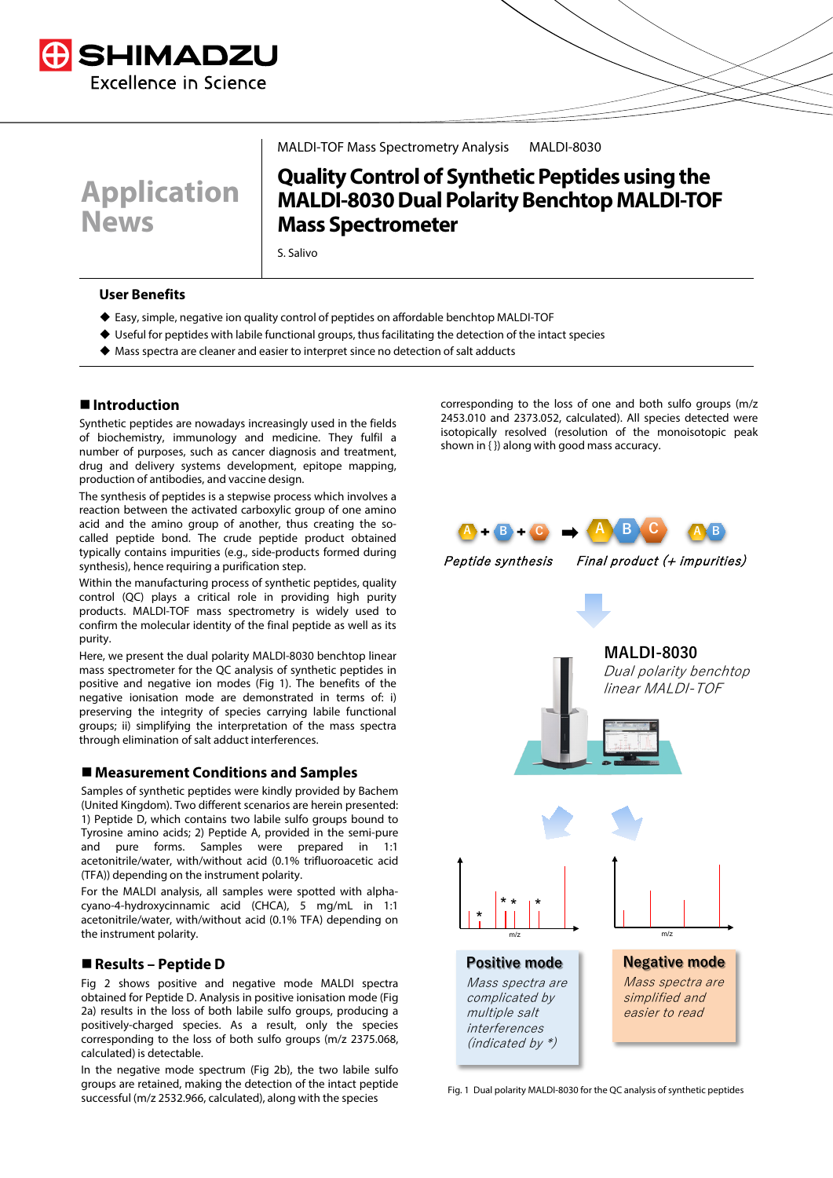MALDI-TOF Mass Spectrometry Analysis MALDI-8030

# Application News

# Quality Control of Synthetic Peptides using the MALDI-8030 Dual Polarity Benchtop MALDI-TOF Mass Spectrometer

S. Salivo

## User Benefits

- Easy, simple, negative ion quality control of peptides on affordable benchtop MALDI-TOF
- Useful for peptides with labile functional groups, thus facilitating the detection of the intact species
- Mass spectra are cleaner and easier to interpret since no detection of salt adducts

## Introduction

Synthetic peptides are nowadays increasingly used in the fields of biochemistry, immunology and medicine. They fulfil a number of purposes, such as cancer diagnosis and treatment, drug and delivery systems development, epitope mapping, production of antibodies, and vaccine design.

The synthesis of peptides is a stepwise process which involves a reaction between the activated carboxylic group of one amino acid and the amino group of another, thus creating the so-called peptide bond. The crude peptide product obtained typically contains impurities (e.g., side-products formed during synthesis), hence requiring a purification step.

Within the manufacturing process of synthetic peptides, quality control (QC) plays a critical role in providing high purity products. MALDI-TOF mass spectrometry is widely used to confirm the molecular identity of the final peptide as well as its purity.

Here, we present the dual polarity MALDI-8030 benchtop linear mass spectrometer for the QC analysis of synthetic peptides in positive and negative ion modes (Fig 1). The benefits of the negative ionisation mode are demonstrated in terms of: i) preserving the integrity of species carrying labile functional groups; ii) simplifying the interpretation of the mass spectra through elimination of salt adduct interferences.

## Measurement Conditions and Samples

Samples of synthetic peptides were kindly provided by Bachem (United Kingdom). Two different scenarios are herein presented: 1) Peptide D, which contains two labile sulfo groups bound to Tyrosine amino acids; 2) Peptide A, provided in the semi-pure and pure forms. Samples were prepared in 1:1 acetonitrile/water, with/without acid (0.1% trifluoroacetic acid (TFA)) depending on the instrument polarity.

For the MALDI analysis, all samples were spotted with alpha-cyano-4-hydroxycinnamic acid (CHCA), 5 mg/mL in 1:1 acetonitrile/water, with/without acid (0.1% TFA) depending on the instrument polarity.

## Results – Peptide D

Fig 2 shows positive and negative mode MALDI spectra obtained for Peptide D. Analysis in positive ionisation mode (Fig 2a) results in the loss of both labile sulfo groups, producing a positively-charged species. As a result, only the species corresponding to the loss of both sulfo groups (m/z 2375.068, calculated) is detectable.

In the negative mode spectrum (Fig 2b), the two labile sulfo groups are retained, making the detection of the intact peptide successful (m/z 2532.966, calculated), along with the species corresponding to the loss of one and both sulfo groups (m/z 2453.010 and 2373.052, calculated). All species detected were isotopically resolved (resolution of the monoisotopic peak shown in { }) along with good mass accuracy.

Peptide synthesis — Final product (+ impurities)

MALDI-8030 — Dual polarity benchtop linear MALDI-TOF

**Positive mode** — Mass spectra are complicated by multiple salt interferences (indicated by *)

**Negative mode** — Mass spectra are simplified and easier to read

Fig. 1 Dual polarity MALDI-8030 for the QC analysis of synthetic peptides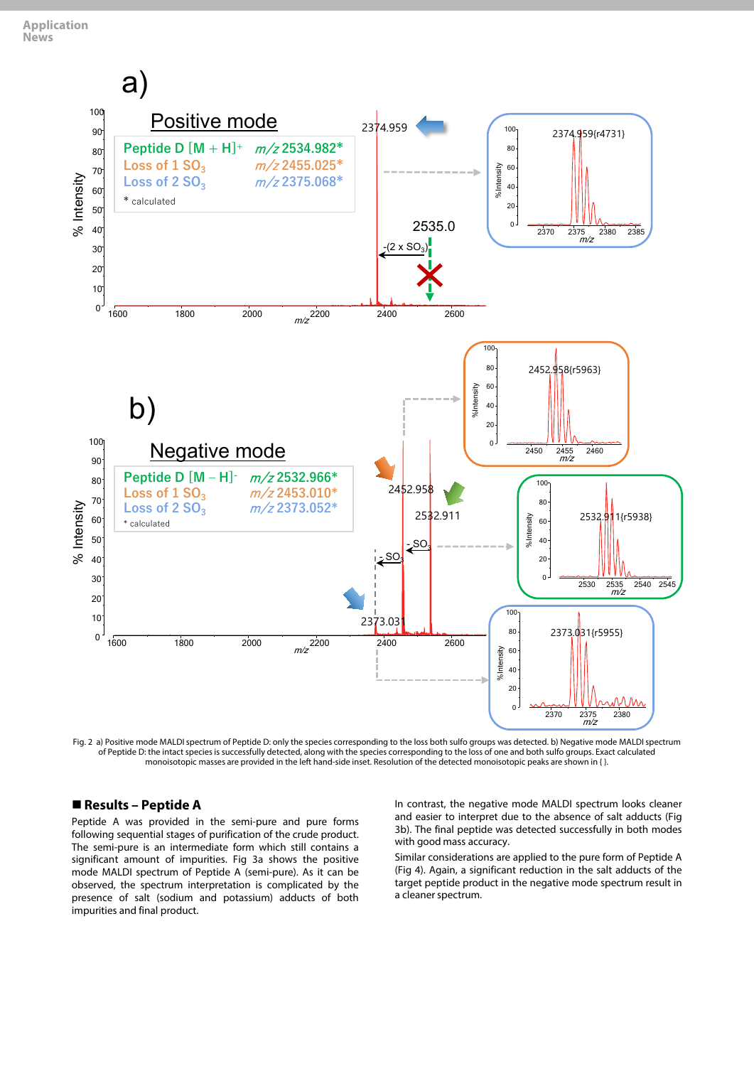Fig. 2 a) Positive mode MALDI spectrum of Peptide D: only the species corresponding to the loss both sulfo groups was detected. b) Negative mode MALDI spectrum of Peptide D: the intact species is successfully detected, along with the species corresponding to the loss of one and both sulfo groups. Exact calculated monoisotopic masses are provided in the left hand-side inset. Resolution of the detected monoisotopic peaks are shown in { }.

## ■ Results – Peptide A

Peptide A was provided in the semi-pure and pure forms following sequential stages of purification of the crude product. The semi-pure is an intermediate form which still contains a significant amount of impurities. Fig 3a shows the positive mode MALDI spectrum of Peptide A (semi-pure). As it can be observed, the spectrum interpretation is complicated by the presence of salt (sodium and potassium) adducts of both impurities and final product.

In contrast, the negative mode MALDI spectrum looks cleaner and easier to interpret due to the absence of salt adducts (Fig 3b). The final peptide was detected successfully in both modes with good mass accuracy.

Similar considerations are applied to the pure form of Peptide A (Fig 4). Again, a significant reduction in the salt adducts of the target peptide product in the negative mode spectrum result in a cleaner spectrum.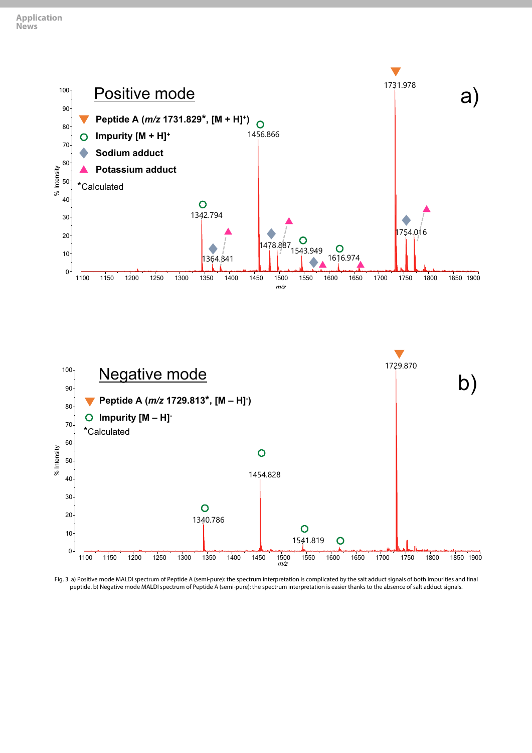Fig. 3 a) Positive mode MALDI spectrum of Peptide A (semi-pure): the spectrum interpretation is complicated by the salt adduct signals of both impurities and final peptide. b) Negative mode MALDI spectrum of Peptide A (semi-pure): the spectrum interpretation is easier thanks to the absence of salt adduct signals.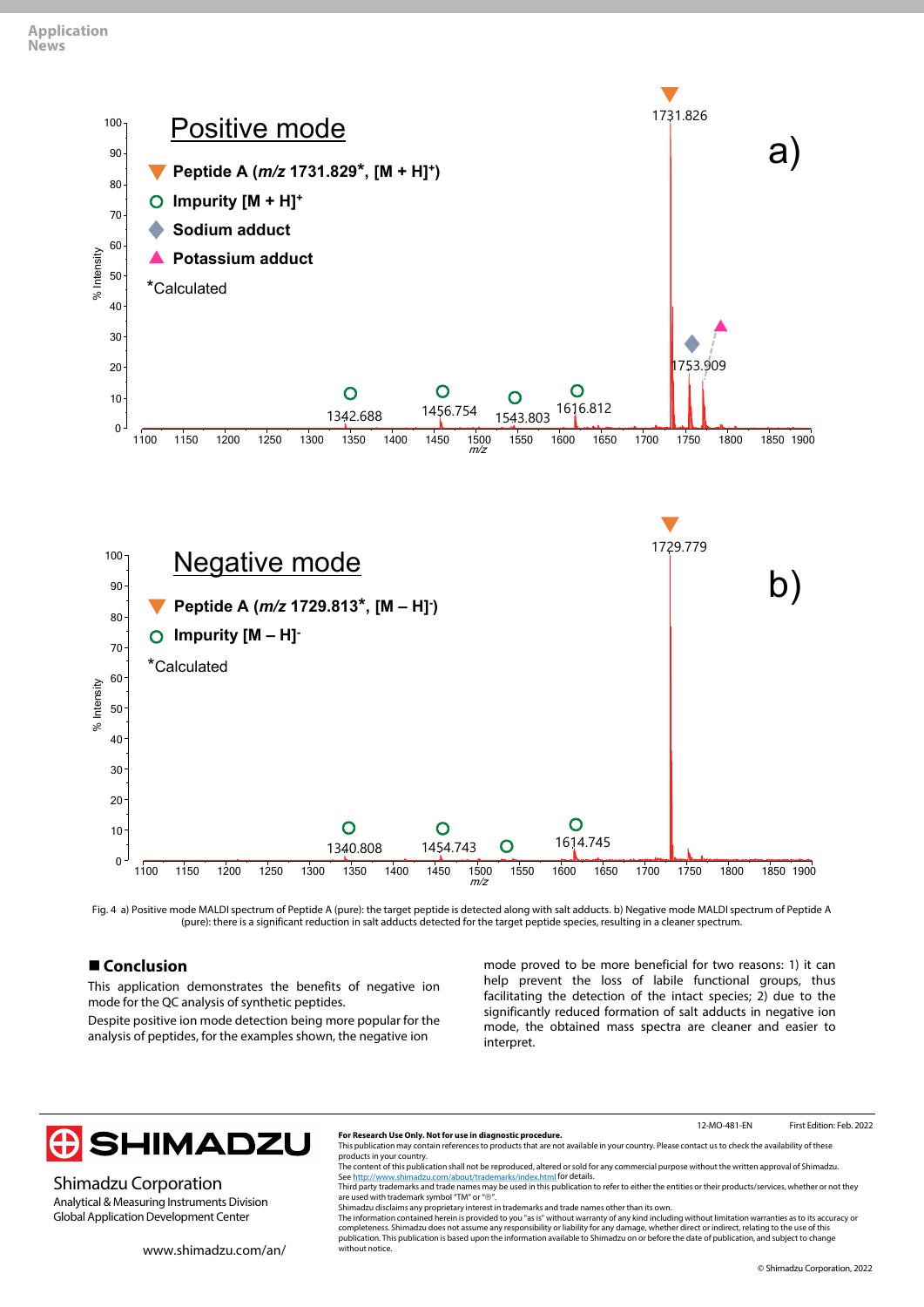Positive mode

a)

▼ Peptide A (*m/z* 1731.829*, $[M + H]^+$)

○ Impurity $[M + H]^+$

◆ Sodium adduct

▲ Potassium adduct

*Calculated

% Intensity

100
90
80
70
60
50
40
30
20
10
0

1731.826
1753.909
1342.688
1456.754
1543.803
1616.812

1100 1150 1200 1250 1300 1350 1400 1450 1500 1550 1600 1650 1700 1750 1800 1850 1900

*m/z*

Negative mode

b)

▼ Peptide A (*m/z* 1729.813*, $[M – H]^-$)

○ Impurity $[M – H]^-$

*Calculated

% Intensity

100
90
80
70
60
50
40
30
20
10
0

1729.779
1340.808
1454.743
1614.745

1100 1150 1200 1250 1300 1350 1400 1450 1500 1550 1600 1650 1700 1750 1800 1850 1900

*m/z*

Fig. 4 a) Positive mode MALDI spectrum of Peptide A (pure): the target peptide is detected along with salt adducts. b) Negative mode MALDI spectrum of Peptide A (pure): there is a significant reduction in salt adducts detected for the target peptide species, resulting in a cleaner spectrum.

## ■ Conclusion

This application demonstrates the benefits of negative ion mode for the QC analysis of synthetic peptides.

Despite positive ion mode detection being more popular for the analysis of peptides, for the examples shown, the negative ion mode proved to be more beneficial for two reasons: 1) it can help prevent the loss of labile functional groups, thus facilitating the detection of the intact species; 2) due to the significantly reduced formation of salt adducts in negative ion mode, the obtained mass spectra are cleaner and easier to interpret.

---

**SHIMADZU**

Shimadzu Corporation
Analytical & Measuring Instruments Division
Global Application Development Center

www.shimadzu.com/an/

12-MO-481-EN First Edition: Feb. 2022

**For Research Use Only. Not for use in diagnostic procedure.**
This publication may contain references to products that are not available in your country. Please contact us to check the availability of these products in your country.
The content of this publication shall not be reproduced, altered or sold for any commercial purpose without the written approval of Shimadzu.
See http://www.shimadzu.com/about/trademarks/index.html for details.
Third party trademarks and trade names may be used in this publication to refer to either the entities or their products/services, whether or not they are used with trademark symbol "TM" or "®".
Shimadzu disclaims any proprietary interest in trademarks and trade names other than its own.
The information contained herein is provided to you "as is" without warranty of any kind including without limitation warranties as to its accuracy or completeness. Shimadzu does not assume any responsibility or liability for any damage, whether direct or indirect, relating to the use of this publication. This publication is based upon the information available to Shimadzu on or before the date of publication, and subject to change without notice.

© Shimadzu Corporation, 2022